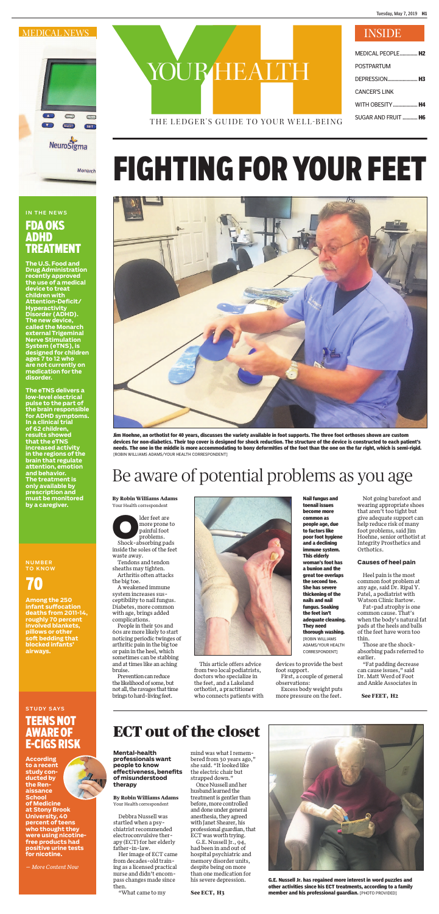# YOUR HEALTH

THE LEDGER'S GUIDE TO YOUR WELL-BEING

## INSIDE

- MEDICAL PEOPLE ............ H2
- POSTPARTUM DEPRESSION ............ H3
- CANCER'S LINK WITH OBESITY ............ H4
- SUGAR AND FRUIT ............ H6

## MEDICAL NEWS

### IN THE NEWS

## FDA OKS ADHD TREATMENT

**The U.S. Food and Drug Administration recently approved the use of a medical device to treat children with Attention-Deficit/Hyperactivity Disorder (ADHD). The new device, called the Monarch external Trigeminal Nerve Stimulation System (eTNS), is designed for children ages 7 to 12 who are not currently on medication for the disorder.**

**The eTNS delivers a low-level electrical pulse to the part of the brain responsible for ADHD symptoms. In a clinical trial of 62 children, results showed that the eTNS increased activity in the regions of the brain that regulate attention, emotion and behavior. The treatment is only available by prescription and must be monitored by a caregiver.**

### NUMBER TO KNOW

## 70

**Among the 250 infant suffocation deaths from 2011-14, roughly 70 percent involved blankets, pillows or other soft bedding that blocked infants' airways.**

### STUDY SAYS

## TEENS NOT AWARE OF E-CIGS RISK

**According to a recent study conducted by the Renaissance School of Medicine at Stony Brook University, 40 percent of teens who thought they were using nicotine-free products had positive urine tests for nicotine.**

*— More Content Now*

# FIGHTING FOR YOUR FEET

**Jim Hoehne, an orthotist for 40 years, discusses the variety available in foot supports. The three foot orthoses shown are custom devices for non-diabetics. Their top cover is designed for shock reduction. The structure of the device is constructed to each patient's needs. The one in the middle is more accommodating to bony deformities of the foot than the one on the far right, which is semi-rigid.** [ROBIN WILLIAMS ADAMS/YOUR HEALTH CORRESPONDENT]

## Be aware of potential problems as you age

**By Robin Williams Adams**
Your Health correspondent

Older feet are more prone to painful foot problems.

Shock-absorbing pads inside the soles of the feet waste away.

Tendons and tendon sheaths may tighten.

Arthritis often attacks the big toe.

A weakened immune system increases susceptibility to nail fungus. Diabetes, more common with age, brings added complications.

People in their 50s and 60s are more likely to start noticing periodic twinges of arthritic pain in the big toe or pain in the heel, which sometimes can be stabbing and at times like an aching bruise.

Prevention can reduce the likelihood of some, but not all, the ravages that time brings to hard-living feet.

**Nail fungus and toenail issues become more common as people age, due to factors like poor foot hygiene and a declining immune system. This elderly woman's foot has a bunion and the great toe overlaps the second toe. She has severe thickening of the nails and nail fungus. Soaking the feet isn't adequate cleaning. They need thorough washing.** [ROBIN WILLIAMS ADAMS/YOUR HEALTH CORRESPONDENT]

This article offers advice from two local podiatrists, doctors who specialize in the feet, and a Lakeland orthotist, a practitioner who connects patients with devices to provide the best foot support.

First, a couple of general observations:

Excess body weight puts more pressure on the feet.

Not going barefoot and wearing appropriate shoes that aren't too tight but give adequate support can help reduce risk of many foot problems, said Jim Hoehne, senior orthotist at Integrity Prosthetics and Orthotics.

### Causes of heel pain

Heel pain is the most common foot problem at any age, said Dr. Ripal Y. Patel, a podiatrist with Watson Clinic Bartow.

Fat-pad atrophy is one common cause. That's when the body's natural fat pads at the heels and balls of the feet have worn too thin.

Those are the shock-absorbing pads referred to earlier.

"Fat padding decrease can cause issues," said Dr. Matt Werd of Foot and Ankle Associates in

**See FEET, H2**

# ECT out of the closet

**Mental-health professionals want people to know effectiveness, benefits of misunderstood therapy**

**By Robin Williams Adams**
Your Health correspondent

Debbra Nussell was startled when a psychiatrist recommended electroconvulsive therapy (ECT) for her elderly father-in-law.

Her image of ECT came from decades-old training as a licensed practical nurse and didn't encompass changes made since then.

"What came to my mind was what I remembered from 30 years ago," she said. "It looked like the electric chair but strapped down."

Once Nussell and her husband learned the treatment is gentler than before, more controlled and done under general anesthesia, they agreed with Janet Shearer, his professional guardian, that ECT was worth trying.

G.E. Nussell Jr., 94, had been in and out of hospital psychiatric and memory disorder units, despite being on more than one medication for his severe depression.

**See ECT, H3**

**G.E. Nussell Jr. has regained more interest in word puzzles and other activities since his ECT treatments, according to a family member and his professional guardian.** [PHOTO PROVIDED]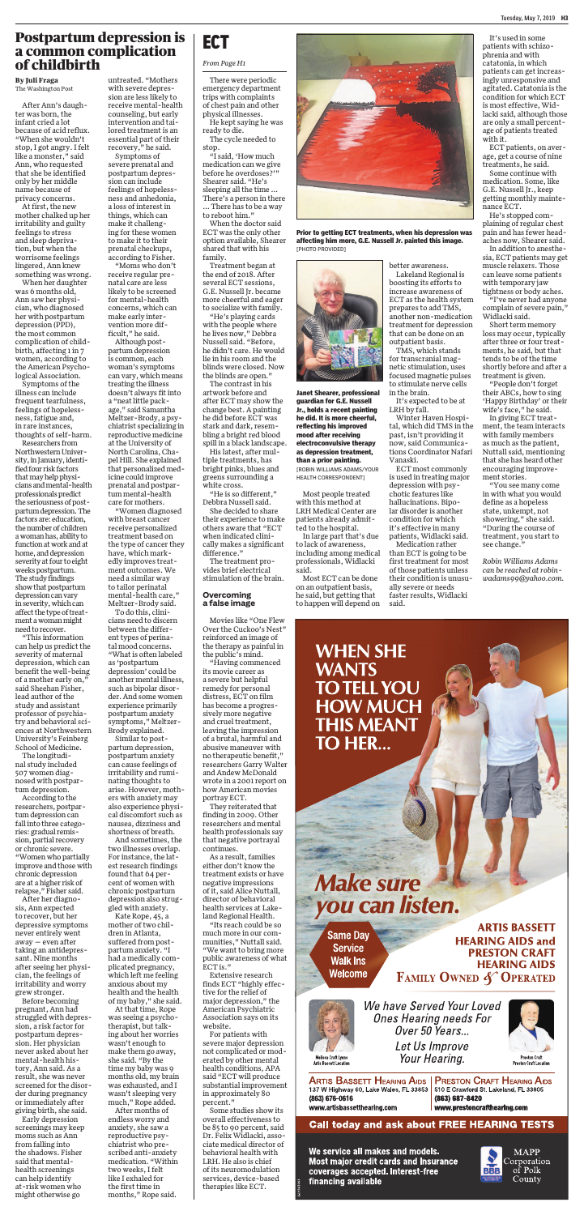# Postpartum depression is a common complication of childbirth

**By Juli Fraga**
The Washington Post

After Ann's daughter was born, the infant cried a lot because of acid reflux. "When she wouldn't stop, I got angry. I felt like a monster," said Ann, who requested that she be identified only by her middle name because of privacy concerns.

At first, the new mother chalked up her irritability and guilty feelings to stress and sleep deprivation, but when the worrisome feelings lingered, Ann knew something was wrong.

When her daughter was 6 months old, Ann saw her physician, who diagnosed her with postpartum depression (PPD), the most common complication of childbirth, affecting 1 in 7 women, according to the American Psychological Association.

Symptoms of the illness can include frequent tearfulness, feelings of hopelessness, fatigue and, in rare instances, thoughts of self-harm.

Researchers from Northwestern University, in January, identified four risk factors that may help physicians and mental-health professionals predict the seriousness of postpartum depression. The factors are: education, the number of children a woman has, ability to function at work and at home, and depression severity at four to eight weeks postpartum. The study findings show that postpartum depression can vary in severity, which can affect the type of treatment a woman might need to recover.

"This information can help us predict the severity of maternal depression, which can benefit the well-being of a mother early on," said Sheehan Fisher, lead author of the study and assistant professor of psychiatry and behavioral sciences at Northwestern University's Feinberg School of Medicine.

The longitudinal study included 507 women diagnosed with postpartum depression.

According to the researchers, postpartum depression can fall into three categories: gradual remission, partial recovery or chronic severe. "Women who partially improve and those with chronic depression are at a higher risk of relapse," Fisher said.

After her diagnosis, Ann expected to recover, but her depressive symptoms never entirely went away — even after taking an antidepressant. Nine months after seeing her physician, the feelings of irritability and worry grew stronger.

Before becoming pregnant, Ann had struggled with depression, a risk factor for postpartum depression. Her physician never asked about her mental-health history, Ann said. As a result, she was never screened for the disorder during pregnancy or immediately after giving birth, she said.

Early depression screenings may keep moms such as Ann from falling into the shadows. Fisher said that mental-health screenings can help identify at-risk women who might otherwise go untreated. "Mothers with severe depression are less likely to receive mental-health counseling, but early intervention and tailored treatment is an essential part of their recovery," he said.

Symptoms of severe prenatal and postpartum depression can include feelings of hopelessness and anhedonia, a loss of interest in things, which can make it challenging for these women to make it to their prenatal checkups, according to Fisher.

"Moms who don't receive regular prenatal care are less likely to be screened for mental-health concerns, which can make early intervention more difficult," he said.

Although postpartum depression is common, each woman's symptoms can vary, which means treating the illness doesn't always fit into a "neat little package," said Samantha Meltzer-Brody, a psychiatrist specializing in reproductive medicine at the University of North Carolina, Chapel Hill. She explained that personalized medicine could improve prenatal and postpartum mental-health care for mothers.

"Women diagnosed with breast cancer receive personalized treatment based on the type of cancer they have, which markedly improves treatment outcomes. We need a similar way to tailor perinatal mental-health care," Meltzer-Brody said.

To do this, clinicians need to discern between the different types of perinatal mood concerns. "What is often labeled as 'postpartum depression' could be another mental illness, such as bipolar disorder. And some women experience primarily postpartum anxiety symptoms," Meltzer-Brody explained.

Similar to postpartum depression, postpartum anxiety can cause feelings of irritability and ruminating thoughts to arise. However, mothers with anxiety may also experience physical discomfort such as nausea, dizziness and shortness of breath.

And sometimes, the two illnesses overlap. For instance, the latest research findings found that 64 percent of women with chronic postpartum depression also struggled with anxiety.

Kate Rope, 45, a mother of two children in Atlanta, suffered from postpartum anxiety. "I had a medically complicated pregnancy, which left me feeling anxious about my health and the health of my baby," she said.

At that time, Rope was seeing a psychotherapist, but talking about her worries wasn't enough to make them go away, she said. "By the time my baby was 9 months old, my brain was exhausted, and I wasn't sleeping very much," Rope added.

After months of endless worry and anxiety, she saw a reproductive psychiatrist who prescribed anti-anxiety medication. "Within two weeks, I felt like I exhaled for the first time in months," Rope said.

# ECT

*From Page H1*

There were periodic emergency department trips with complaints of chest pain and other physical illnesses.

He kept saying he was ready to die.

The cycle needed to stop.

"I said, 'How much medication can we give before he overdoses?'" Shearer said. "He's sleeping all the time ... There's a person in there ... There has to be a way to reboot him."

When the doctor said ECT was the only other option available, Shearer shared that with his family.

Treatment began at the end of 2018. After several ECT sessions, G.E. Nussell Jr. became more cheerful and eager to socialize with family.

"He's playing cards with the people where he lives now," Debbra Nussell said. "Before, he didn't care. He would lie in his room and the blinds were closed. Now the blinds are open."

The contrast in his artwork before and after ECT may show the change best. A painting he did before ECT was stark and dark, resembling a bright red blood spill in a black landscape.

His latest, after multiple treatments, has bright pinks, blues and greens surrounding a white cross.

"He is so different," Debbra Nussell said.

She decided to share their experience to make others aware that "ECT when indicated clinically makes a significant difference."

The treatment provides brief electrical stimulation of the brain.

## Overcoming a false image

Movies like "One Flew Over the Cuckoo's Nest" reinforced an image of the therapy as painful in the public's mind.

"Having commenced its movie career as a severe but helpful remedy for personal distress, ECT on film has become a progressively more negative and cruel treatment, leaving the impression of a brutal, harmful and abusive maneuver with no therapeutic benefit," researchers Garry Walter and Andew McDonald wrote in a 2001 report on how American movies portray ECT.

They reiterated that finding in 2009. Other researchers and mental health professionals say that negative portrayal continues.

As a result, families either don't know the treatment exists or have negative impressions of it, said Alice Nuttall, director of behavioral health services at Lakeland Regional Health.

"Its reach could be so much more in our communities," Nuttall said. "We want to bring more public awareness of what ECT is."

Extensive research finds ECT "highly effective for the relief of major depression," the American Psychiatric Association says on its website.

For patients with severe major depression not complicated or moderated by other mental health conditions, APA said "ECT will produce substantial improvement in approximately 80 percent."

Some studies show its overall effectiveness to be 85 to 90 percent, said Dr. Felix Widlacki, associate medical director of behavioral health with LRH. He also is chief of its neuromodulation services, device-based therapies like ECT.

Prior to getting ECT treatments, when his depression was affecting him more, G.E. Nussell Jr. painted this image. [PHOTO PROVIDED]

Janet Shearer, professional guardian for G.E. Nussell Jr., holds a recent painting he did. It is more cheerful, reflecting his improved mood after receiving electroconvulsive therapy as depression treatment, than a prior painting. [ROBIN WILLIAMS ADAMS/YOUR HEALTH CORRESPONDENT]

Most people treated with this method at LRH Medical Center are patients already admitted to the hospital.

In large part that's due to lack of awareness, including among medical professionals, Widlacki said.

Most ECT can be done on an outpatient basis, he said, but getting that to happen will depend on better awareness.

Lakeland Regional is boosting its efforts to increase awareness of ECT as the health system prepares to add TMS, another non-medication treatment for depression that can be done on an outpatient basis.

TMS, which stands for transcranial magnetic stimulation, uses focused magnetic pulses to stimulate nerve cells in the brain.

It's expected to be at LRH by fall.

Winter Haven Hospital, which did TMS in the past, isn't providing it now, said Communications Coordinator Nafari Vanaski.

ECT most commonly is used in treating major depression with psychotic features like hallucinations. Bipolar disorder is another condition for which it's effective in many patients, Widlacki said.

Medication rather than ECT is going to be first treatment for most of those patients unless their condition is unusually severe or needs faster results, Widlacki said.

It's used in some patients with schizophrenia and with catatonia, in which patients can get increasingly unresponsive and agitated. Catatonia is the condition for which ECT is most effective, Widlacki said, although those are only a small percentage of patients treated with it.

ECT patients, on average, get a course of nine treatments, he said.

Some continue with medication. Some, like G.E. Nussell Jr., keep getting monthly maintenance ECT.

He's stopped complaining of regular chest pain and has fewer headaches now, Shearer said.

In addition to anesthesia, ECT patients may get muscle relaxers. Those can leave some patients with temporary jaw tightness or body aches.

"I've never had anyone complain of severe pain," Widlacki said.

Short term memory loss may occur, typically after three or four treatments, he said, but that tends to be of the time shortly before and after a treatment is given.

"People don't forget their ABCs, how to sing 'Happy Birthday' or their wife's face," he said.

In giving ECT treatment, the team interacts with family members as much as the patient, Nuttall said, mentioning that she has heard other encouraging improvement stories.

"You see many come in with what you would define as a hopeless state, unkempt, not showering," she said. "During the course of treatment, you start to see change."

*Robin Williams Adams can be reached at robinwadams99@yahoo.com.*

WHEN SHE WANTS TO TELL YOU HOW MUCH THIS MEANT TO HER...

*Make sure you can listen.*

Same Day Service
Walk Ins Welcome

ARTIS BASSETT HEARING AIDS and PRESTON CRAFT HEARING AIDS
FAMILY OWNED & OPERATED

*We have Served Your Loved Ones Hearing needs For Over 50 Years... Let Us Improve Your Hearing.*

Melissa Craft Lyons, Artis Bassett Location
Preston Craft, Preston Craft Location

ARTIS BASSETT HEARING AIDS
137 W Highway 60, Lake Wales, FL 33853
(863) 676-0616
www.artisbassetthearing.com

PRESTON CRAFT HEARING AIDS
510 E Crawford St. Lakeland, FL 33805
(863) 687-8420
www.prestoncrafthearing.com

Call today and ask about FREE HEARING TESTS

We service all makes and models. Most major credit cards and Insurance coverages accepted. Interest-free financing available

MAPP Corporation of Polk County